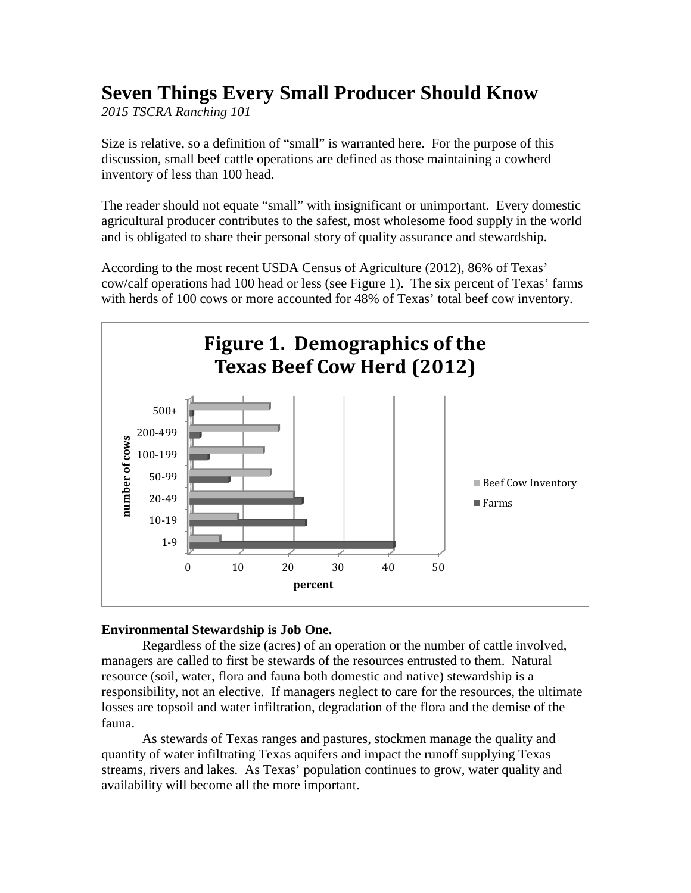# Seven Things Every Small Producer Should Know

*2015 TSCRA Ranching 101*

Size is relative, so a definition of "small" is warranted here. For the purpose of this discussion, small beef cattle operations are defined as those maintaining a cowherd inventory of less than 100 head.

The reader should not equate "small" with insignificant or unimportant. Every domestic agricultural producer contributes to the safest, most wholesome food supply in the world and is obligated to share their personal story of quality assurance and stewardship.

According to the most recent USDA Census of Agriculture (2012), 86% of Texas' cow/calf operations had 100 head or less (see Figure 1). The six percent of Texas' farms with herds of 100 cows or more accounted for 48% of Texas' total beef cow inventory.

**Figure 1. Demographics of the Texas Beef Cow Herd (2012)**

**Environmental Stewardship is Job One.**

Regardless of the size (acres) of an operation or the number of cattle involved, managers are called to first be stewards of the resources entrusted to them. Natural resource (soil, water, flora and fauna both domestic and native) stewardship is a responsibility, not an elective. If managers neglect to care for the resources, the ultimate losses are topsoil and water infiltration, degradation of the flora and the demise of the fauna.

As stewards of Texas ranges and pastures, stockmen manage the quality and quantity of water infiltrating Texas aquifers and impact the runoff supplying Texas streams, rivers and lakes. As Texas' population continues to grow, water quality and availability will become all the more important.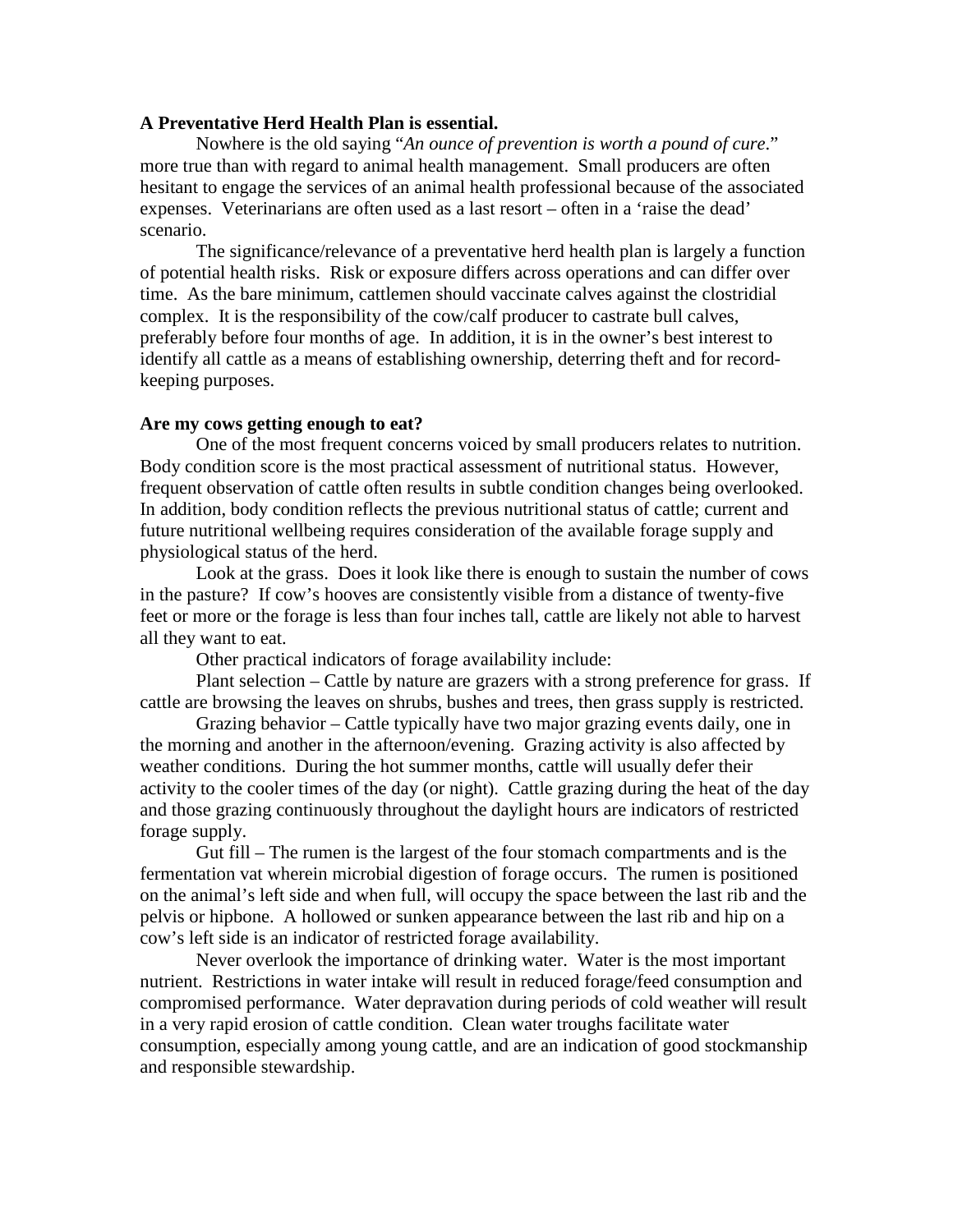**A Preventative Herd Health Plan is essential.**

Nowhere is the old saying "*An ounce of prevention is worth a pound of cure*." more true than with regard to animal health management. Small producers are often hesitant to engage the services of an animal health professional because of the associated expenses. Veterinarians are often used as a last resort – often in a 'raise the dead' scenario.

The significance/relevance of a preventative herd health plan is largely a function of potential health risks. Risk or exposure differs across operations and can differ over time. As the bare minimum, cattlemen should vaccinate calves against the clostridial complex. It is the responsibility of the cow/calf producer to castrate bull calves, preferably before four months of age. In addition, it is in the owner's best interest to identify all cattle as a means of establishing ownership, deterring theft and for record-keeping purposes.

**Are my cows getting enough to eat?**

One of the most frequent concerns voiced by small producers relates to nutrition. Body condition score is the most practical assessment of nutritional status. However, frequent observation of cattle often results in subtle condition changes being overlooked. In addition, body condition reflects the previous nutritional status of cattle; current and future nutritional wellbeing requires consideration of the available forage supply and physiological status of the herd.

Look at the grass. Does it look like there is enough to sustain the number of cows in the pasture? If cow's hooves are consistently visible from a distance of twenty-five feet or more or the forage is less than four inches tall, cattle are likely not able to harvest all they want to eat.

Other practical indicators of forage availability include:

Plant selection – Cattle by nature are grazers with a strong preference for grass. If cattle are browsing the leaves on shrubs, bushes and trees, then grass supply is restricted.

Grazing behavior – Cattle typically have two major grazing events daily, one in the morning and another in the afternoon/evening. Grazing activity is also affected by weather conditions. During the hot summer months, cattle will usually defer their activity to the cooler times of the day (or night). Cattle grazing during the heat of the day and those grazing continuously throughout the daylight hours are indicators of restricted forage supply.

Gut fill – The rumen is the largest of the four stomach compartments and is the fermentation vat wherein microbial digestion of forage occurs. The rumen is positioned on the animal's left side and when full, will occupy the space between the last rib and the pelvis or hipbone. A hollowed or sunken appearance between the last rib and hip on a cow's left side is an indicator of restricted forage availability.

Never overlook the importance of drinking water. Water is the most important nutrient. Restrictions in water intake will result in reduced forage/feed consumption and compromised performance. Water depravation during periods of cold weather will result in a very rapid erosion of cattle condition. Clean water troughs facilitate water consumption, especially among young cattle, and are an indication of good stockmanship and responsible stewardship.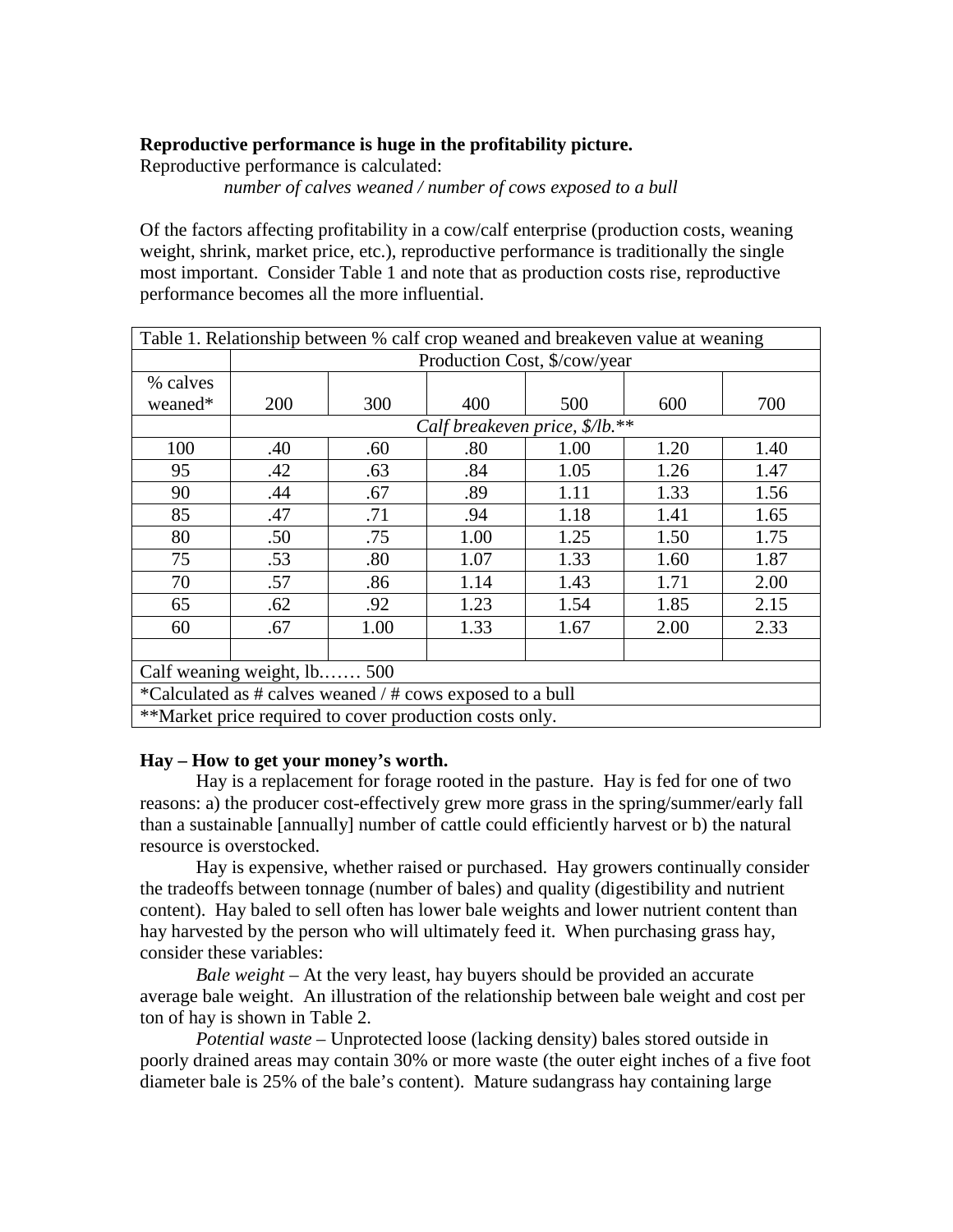**Reproductive performance is huge in the profitability picture.**

Reproductive performance is calculated:

*number of calves weaned / number of cows exposed to a bull*

Of the factors affecting profitability in a cow/calf enterprise (production costs, weaning weight, shrink, market price, etc.), reproductive performance is traditionally the single most important. Consider Table 1 and note that as production costs rise, reproductive performance becomes all the more influential.

| Table 1. Relationship between % calf crop weaned and breakeven value at weaning | | | | | | |
|---|---|---|---|---|---|---|
| | Production Cost, $/cow/year | | | | | |
| % calves weaned* | 200 | 300 | 400 | 500 | 600 | 700 |
| | *Calf breakeven price, $/lb.*** | | | | | |
| 100 | .40 | .60 | .80 | 1.00 | 1.20 | 1.40 |
| 95 | .42 | .63 | .84 | 1.05 | 1.26 | 1.47 |
| 90 | .44 | .67 | .89 | 1.11 | 1.33 | 1.56 |
| 85 | .47 | .71 | .94 | 1.18 | 1.41 | 1.65 |
| 80 | .50 | .75 | 1.00 | 1.25 | 1.50 | 1.75 |
| 75 | .53 | .80 | 1.07 | 1.33 | 1.60 | 1.87 |
| 70 | .57 | .86 | 1.14 | 1.43 | 1.71 | 2.00 |
| 65 | .62 | .92 | 1.23 | 1.54 | 1.85 | 2.15 |
| 60 | .67 | 1.00 | 1.33 | 1.67 | 2.00 | 2.33 |
| | | | | | | |
| Calf weaning weight, lb.…… 500 | | | | | | |
| *Calculated as # calves weaned / # cows exposed to a bull | | | | | | |
| **Market price required to cover production costs only. | | | | | | |

**Hay – How to get your money's worth.**

Hay is a replacement for forage rooted in the pasture. Hay is fed for one of two reasons: a) the producer cost-effectively grew more grass in the spring/summer/early fall than a sustainable [annually] number of cattle could efficiently harvest or b) the natural resource is overstocked.

Hay is expensive, whether raised or purchased. Hay growers continually consider the tradeoffs between tonnage (number of bales) and quality (digestibility and nutrient content). Hay baled to sell often has lower bale weights and lower nutrient content than hay harvested by the person who will ultimately feed it. When purchasing grass hay, consider these variables:

*Bale weight* – At the very least, hay buyers should be provided an accurate average bale weight. An illustration of the relationship between bale weight and cost per ton of hay is shown in Table 2.

*Potential waste* – Unprotected loose (lacking density) bales stored outside in poorly drained areas may contain 30% or more waste (the outer eight inches of a five foot diameter bale is 25% of the bale's content). Mature sudangrass hay containing large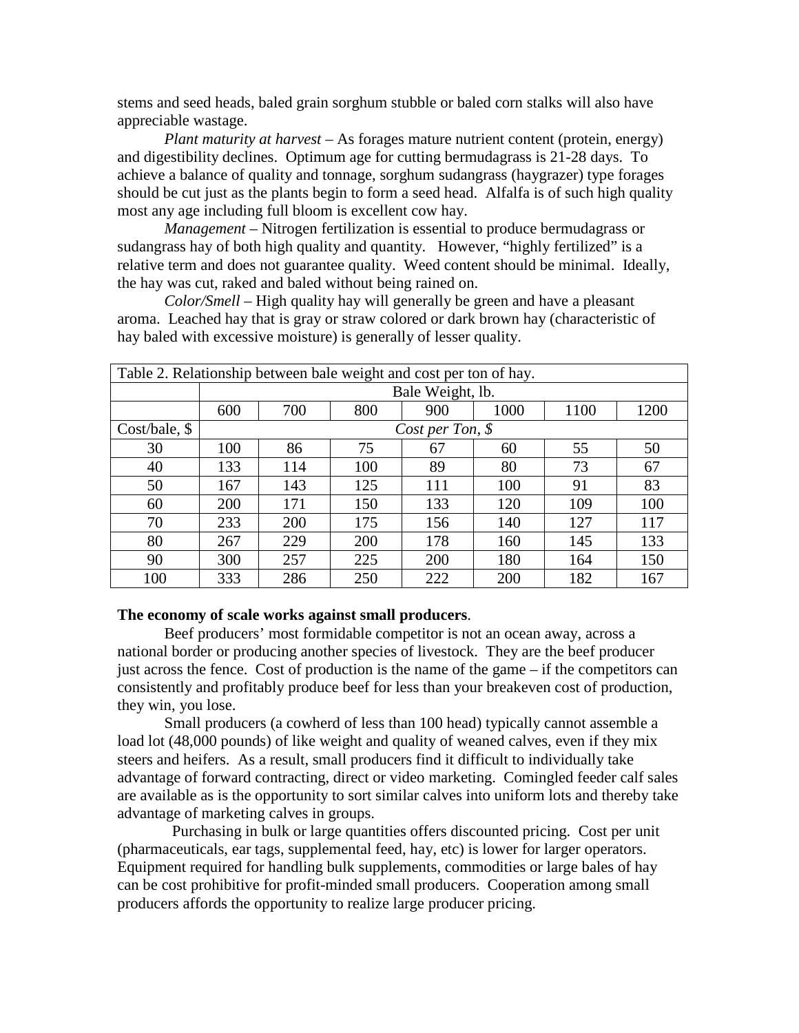stems and seed heads, baled grain sorghum stubble or baled corn stalks will also have appreciable wastage.

*Plant maturity at harvest* – As forages mature nutrient content (protein, energy) and digestibility declines. Optimum age for cutting bermudagrass is 21-28 days. To achieve a balance of quality and tonnage, sorghum sudangrass (haygrazer) type forages should be cut just as the plants begin to form a seed head. Alfalfa is of such high quality most any age including full bloom is excellent cow hay.

*Management* – Nitrogen fertilization is essential to produce bermudagrass or sudangrass hay of both high quality and quantity. However, "highly fertilized" is a relative term and does not guarantee quality. Weed content should be minimal. Ideally, the hay was cut, raked and baled without being rained on.

*Color/Smell* – High quality hay will generally be green and have a pleasant aroma. Leached hay that is gray or straw colored or dark brown hay (characteristic of hay baled with excessive moisture) is generally of lesser quality.

Table 2. Relationship between bale weight and cost per ton of hay.

| | Bale Weight, lb. | | | | | | |
|---|---|---|---|---|---|---|---|
| | 600 | 700 | 800 | 900 | 1000 | 1100 | 1200 |
| Cost/bale, $ | *Cost per Ton, $* | | | | | | |
| 30 | 100 | 86 | 75 | 67 | 60 | 55 | 50 |
| 40 | 133 | 114 | 100 | 89 | 80 | 73 | 67 |
| 50 | 167 | 143 | 125 | 111 | 100 | 91 | 83 |
| 60 | 200 | 171 | 150 | 133 | 120 | 109 | 100 |
| 70 | 233 | 200 | 175 | 156 | 140 | 127 | 117 |
| 80 | 267 | 229 | 200 | 178 | 160 | 145 | 133 |
| 90 | 300 | 257 | 225 | 200 | 180 | 164 | 150 |
| 100 | 333 | 286 | 250 | 222 | 200 | 182 | 167 |

**The economy of scale works against small producers**.

Beef producers' most formidable competitor is not an ocean away, across a national border or producing another species of livestock. They are the beef producer just across the fence. Cost of production is the name of the game – if the competitors can consistently and profitably produce beef for less than your breakeven cost of production, they win, you lose.

Small producers (a cowherd of less than 100 head) typically cannot assemble a load lot (48,000 pounds) of like weight and quality of weaned calves, even if they mix steers and heifers. As a result, small producers find it difficult to individually take advantage of forward contracting, direct or video marketing. Comingled feeder calf sales are available as is the opportunity to sort similar calves into uniform lots and thereby take advantage of marketing calves in groups.

Purchasing in bulk or large quantities offers discounted pricing. Cost per unit (pharmaceuticals, ear tags, supplemental feed, hay, etc) is lower for larger operators. Equipment required for handling bulk supplements, commodities or large bales of hay can be cost prohibitive for profit-minded small producers. Cooperation among small producers affords the opportunity to realize large producer pricing.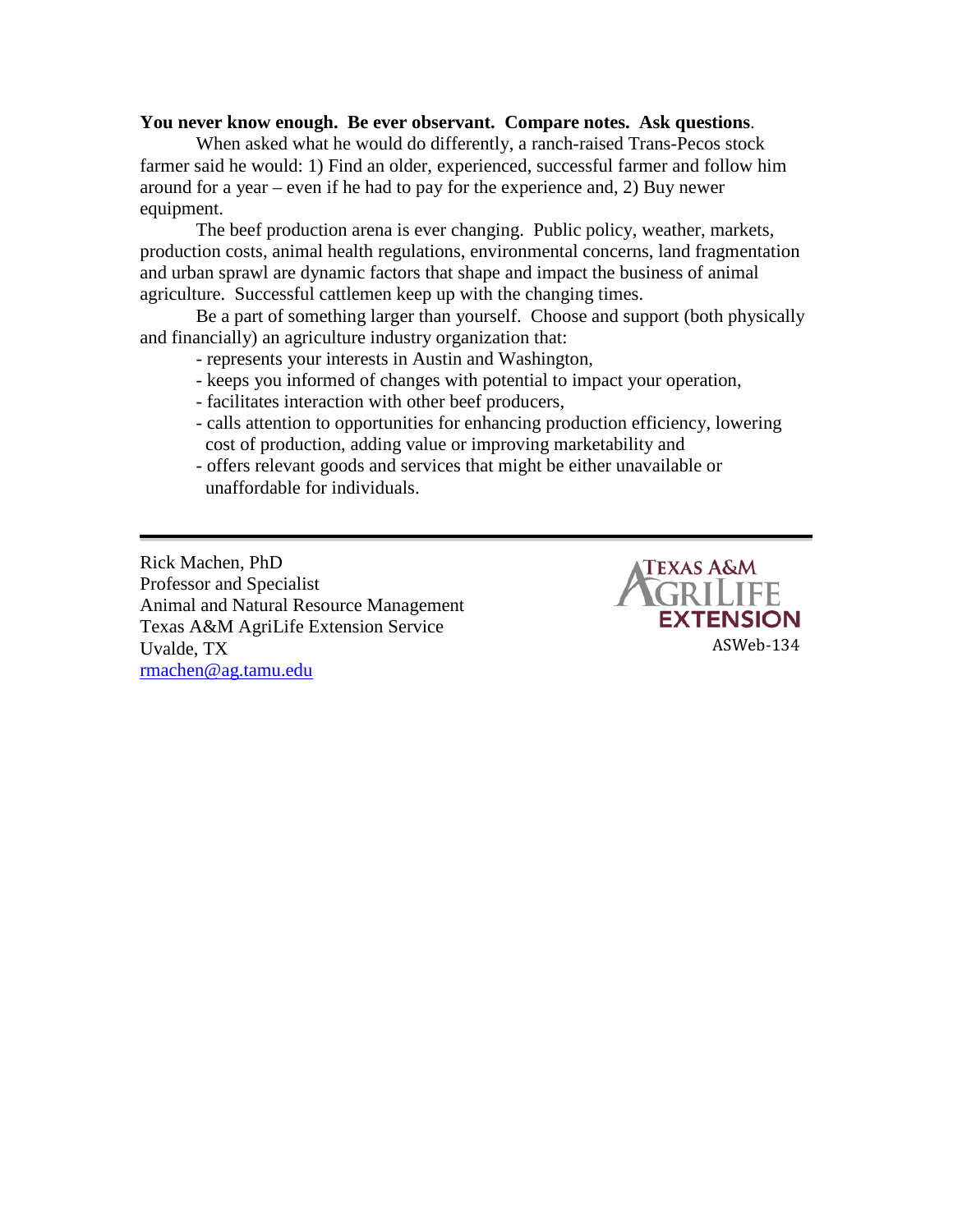**You never know enough. Be ever observant. Compare notes. Ask questions**.

When asked what he would do differently, a ranch-raised Trans-Pecos stock farmer said he would: 1) Find an older, experienced, successful farmer and follow him around for a year – even if he had to pay for the experience and, 2) Buy newer equipment.

The beef production arena is ever changing. Public policy, weather, markets, production costs, animal health regulations, environmental concerns, land fragmentation and urban sprawl are dynamic factors that shape and impact the business of animal agriculture. Successful cattlemen keep up with the changing times.

Be a part of something larger than yourself. Choose and support (both physically and financially) an agriculture industry organization that:

- represents your interests in Austin and Washington,
- keeps you informed of changes with potential to impact your operation,
- facilitates interaction with other beef producers,
- calls attention to opportunities for enhancing production efficiency, lowering cost of production, adding value or improving marketability and
- offers relevant goods and services that might be either unavailable or unaffordable for individuals.

---

Rick Machen, PhD
Professor and Specialist
Animal and Natural Resource Management
Texas A&M AgriLife Extension Service
Uvalde, TX
rmachen@ag.tamu.edu

TEXAS A&M AGRILIFE EXTENSION

ASWeb-134